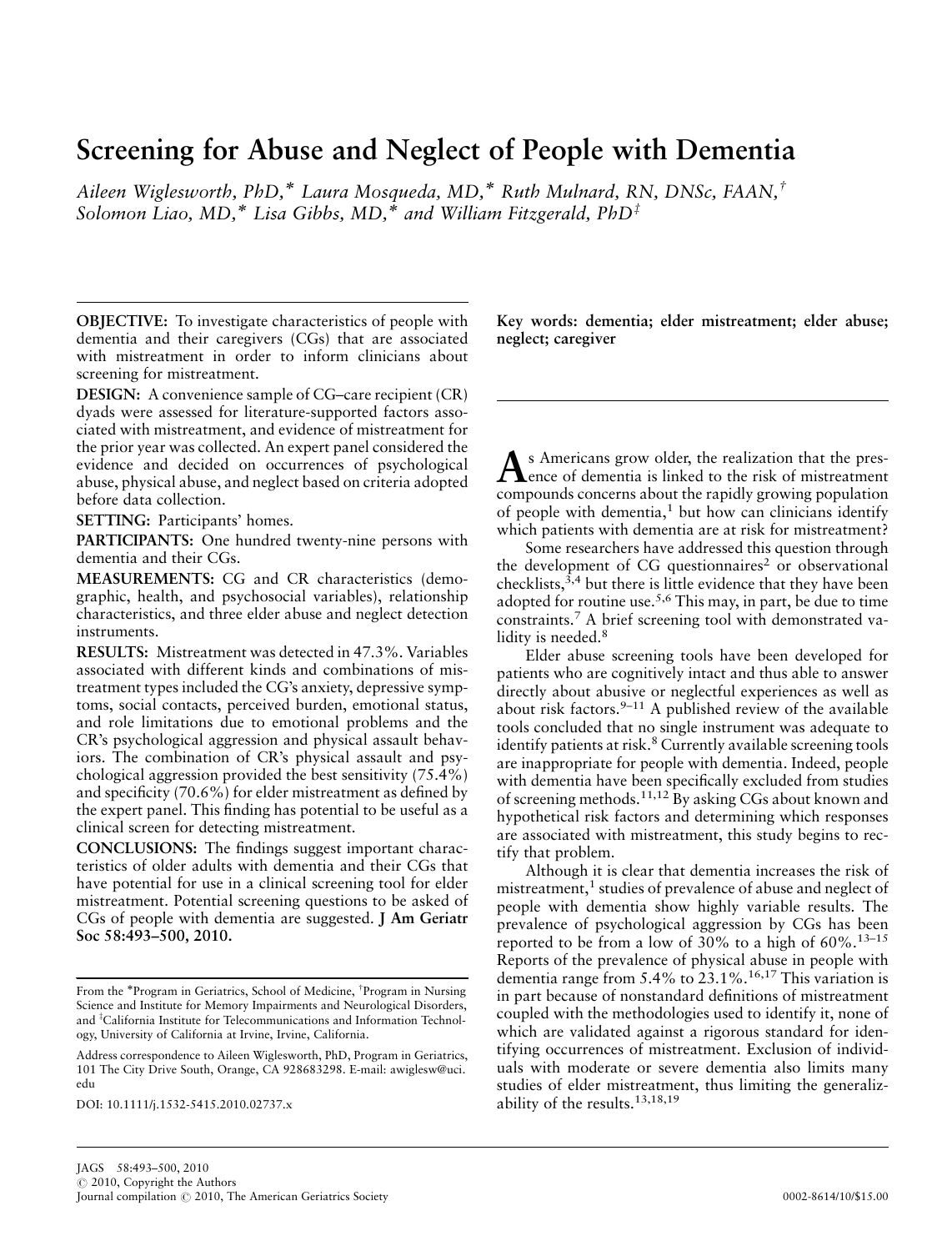# Screening for Abuse and Neglect of People with Dementia

*Aileen Wiglesworth, PhD,[*] Laura Mosqueda, MD,[*] Ruth Mulnard, RN, DNSc, FAAN,[†] Solomon Liao, MD,[*] Lisa Gibbs, MD,[*] and William Fitzgerald, PhD[‡]*

**OBJECTIVE:** To investigate characteristics of people with dementia and their caregivers (CGs) that are associated with mistreatment in order to inform clinicians about screening for mistreatment.

**DESIGN:** A convenience sample of CG–care recipient (CR) dyads were assessed for literature-supported factors associated with mistreatment, and evidence of mistreatment for the prior year was collected. An expert panel considered the evidence and decided on occurrences of psychological abuse, physical abuse, and neglect based on criteria adopted before data collection.

**SETTING:** Participants' homes.

**PARTICIPANTS:** One hundred twenty-nine persons with dementia and their CGs.

**MEASUREMENTS:** CG and CR characteristics (demographic, health, and psychosocial variables), relationship characteristics, and three elder abuse and neglect detection instruments.

**RESULTS:** Mistreatment was detected in 47.3%. Variables associated with different kinds and combinations of mistreatment types included the CG's anxiety, depressive symptoms, social contacts, perceived burden, emotional status, and role limitations due to emotional problems and the CR's psychological aggression and physical assault behaviors. The combination of CR's physical assault and psychological aggression provided the best sensitivity (75.4%) and specificity (70.6%) for elder mistreatment as defined by the expert panel. This finding has potential to be useful as a clinical screen for detecting mistreatment.

**CONCLUSIONS:** The findings suggest important characteristics of older adults with dementia and their CGs that have potential for use in a clinical screening tool for elder mistreatment. Potential screening questions to be asked of CGs of people with dementia are suggested. **J Am Geriatr Soc 58:493–500, 2010.**

**Key words: dementia; elder mistreatment; elder abuse; neglect; caregiver**

From the [*]Program in Geriatrics, School of Medicine, [†]Program in Nursing Science and Institute for Memory Impairments and Neurological Disorders, and [‡]California Institute for Telecommunications and Information Technology, University of California at Irvine, Irvine, California.

Address correspondence to Aileen Wiglesworth, PhD, Program in Geriatrics, 101 The City Drive South, Orange, CA 928683298. E-mail: awiglesw@uci.edu

DOI: 10.1111/j.1532-5415.2010.02737.x

As Americans grow older, the realization that the presence of dementia is linked to the risk of mistreatment compounds concerns about the rapidly growing population of people with dementia,[1] but how can clinicians identify which patients with dementia are at risk for mistreatment?

Some researchers have addressed this question through the development of CG questionnaires[2] or observational checklists,[3,4] but there is little evidence that they have been adopted for routine use.[5,6] This may, in part, be due to time constraints.[7] A brief screening tool with demonstrated validity is needed.[8]

Elder abuse screening tools have been developed for patients who are cognitively intact and thus able to answer directly about abusive or neglectful experiences as well as about risk factors.[9–11] A published review of the available tools concluded that no single instrument was adequate to identify patients at risk.[8] Currently available screening tools are inappropriate for people with dementia. Indeed, people with dementia have been specifically excluded from studies of screening methods.[11,12] By asking CGs about known and hypothetical risk factors and determining which responses are associated with mistreatment, this study begins to rectify that problem.

Although it is clear that dementia increases the risk of mistreatment,[1] studies of prevalence of abuse and neglect of people with dementia show highly variable results. The prevalence of psychological aggression by CGs has been reported to be from a low of 30% to a high of 60%.[13–15] Reports of the prevalence of physical abuse in people with dementia range from 5.4% to 23.1%.[16,17] This variation is in part because of nonstandard definitions of mistreatment coupled with the methodologies used to identify it, none of which are validated against a rigorous standard for identifying occurrences of mistreatment. Exclusion of individuals with moderate or severe dementia also limits many studies of elder mistreatment, thus limiting the generalizability of the results.[13,18,19]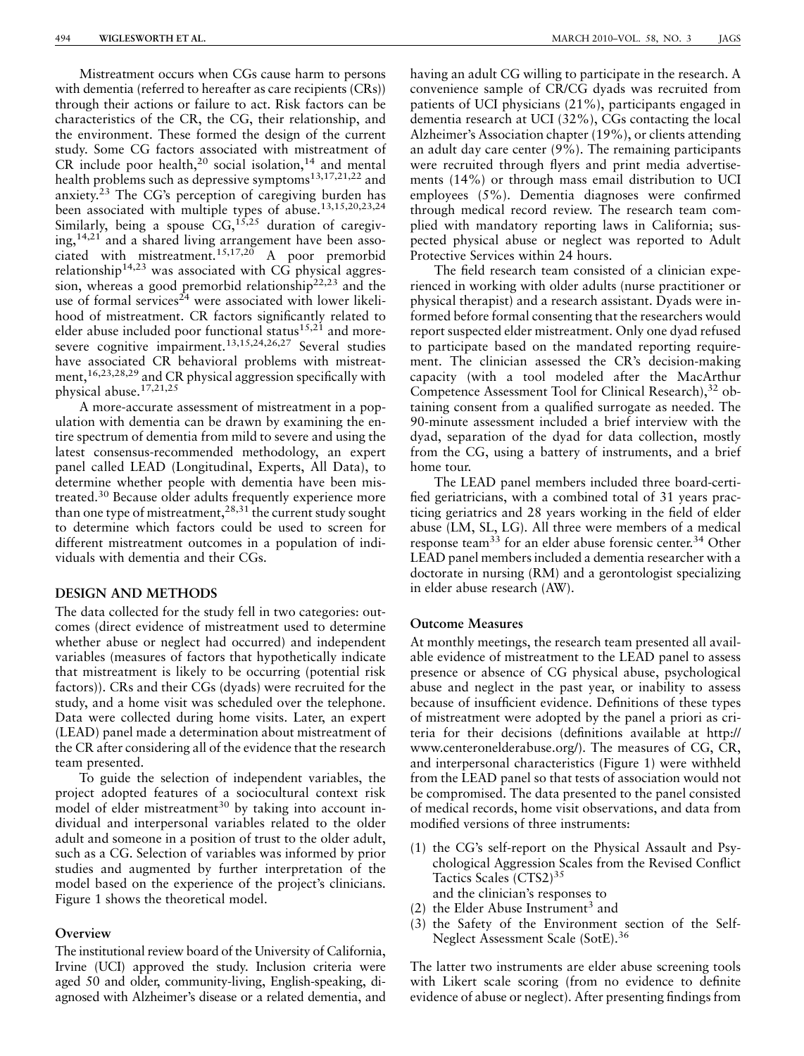Mistreatment occurs when CGs cause harm to persons with dementia (referred to hereafter as care recipients (CRs)) through their actions or failure to act. Risk factors can be characteristics of the CR, the CG, their relationship, and the environment. These formed the design of the current study. Some CG factors associated with mistreatment of CR include poor health,[20] social isolation,[14] and mental health problems such as depressive symptoms[13,17,21,22] and anxiety.[23] The CG's perception of caregiving burden has been associated with multiple types of abuse.[13,15,20,23,24] Similarly, being a spouse CG,[15,25] duration of caregiving,[14,21] and a shared living arrangement have been associated with mistreatment.[15,17,20] A poor premorbid relationship[14,23] was associated with CG physical aggression, whereas a good premorbid relationship[22,23] and the use of formal services[24] were associated with lower likelihood of mistreatment. CR factors significantly related to elder abuse included poor functional status[15,21] and more-severe cognitive impairment.[13,15,24,26,27] Several studies have associated CR behavioral problems with mistreatment,[16,23,28,29] and CR physical aggression specifically with physical abuse.[17,21,25]

A more-accurate assessment of mistreatment in a population with dementia can be drawn by examining the entire spectrum of dementia from mild to severe and using the latest consensus-recommended methodology, an expert panel called LEAD (Longitudinal, Experts, All Data), to determine whether people with dementia have been mistreated.[30] Because older adults frequently experience more than one type of mistreatment,[28,31] the current study sought to determine which factors could be used to screen for different mistreatment outcomes in a population of individuals with dementia and their CGs.

## DESIGN AND METHODS

The data collected for the study fell in two categories: outcomes (direct evidence of mistreatment used to determine whether abuse or neglect had occurred) and independent variables (measures of factors that hypothetically indicate that mistreatment is likely to be occurring (potential risk factors)). CRs and their CGs (dyads) were recruited for the study, and a home visit was scheduled over the telephone. Data were collected during home visits. Later, an expert (LEAD) panel made a determination about mistreatment of the CR after considering all of the evidence that the research team presented.

To guide the selection of independent variables, the project adopted features of a sociocultural context risk model of elder mistreatment[30] by taking into account individual and interpersonal variables related to the older adult and someone in a position of trust to the older adult, such as a CG. Selection of variables was informed by prior studies and augmented by further interpretation of the model based on the experience of the project's clinicians. Figure 1 shows the theoretical model.

### Overview

The institutional review board of the University of California, Irvine (UCI) approved the study. Inclusion criteria were aged 50 and older, community-living, English-speaking, diagnosed with Alzheimer's disease or a related dementia, and having an adult CG willing to participate in the research. A convenience sample of CR/CG dyads was recruited from patients of UCI physicians (21%), participants engaged in dementia research at UCI (32%), CGs contacting the local Alzheimer's Association chapter (19%), or clients attending an adult day care center (9%). The remaining participants were recruited through flyers and print media advertisements (14%) or through mass email distribution to UCI employees (5%). Dementia diagnoses were confirmed through medical record review. The research team complied with mandatory reporting laws in California; suspected physical abuse or neglect was reported to Adult Protective Services within 24 hours.

The field research team consisted of a clinician experienced in working with older adults (nurse practitioner or physical therapist) and a research assistant. Dyads were informed before formal consenting that the researchers would report suspected elder mistreatment. Only one dyad refused to participate based on the mandated reporting requirement. The clinician assessed the CR's decision-making capacity (with a tool modeled after the MacArthur Competence Assessment Tool for Clinical Research),[32] obtaining consent from a qualified surrogate as needed. The 90-minute assessment included a brief interview with the dyad, separation of the dyad for data collection, mostly from the CG, using a battery of instruments, and a brief home tour.

The LEAD panel members included three board-certified geriatricians, with a combined total of 31 years practicing geriatrics and 28 years working in the field of elder abuse (LM, SL, LG). All three were members of a medical response team[33] for an elder abuse forensic center.[34] Other LEAD panel members included a dementia researcher with a doctorate in nursing (RM) and a gerontologist specializing in elder abuse research (AW).

### Outcome Measures

At monthly meetings, the research team presented all available evidence of mistreatment to the LEAD panel to assess presence or absence of CG physical abuse, psychological abuse and neglect in the past year, or inability to assess because of insufficient evidence. Definitions of these types of mistreatment were adopted by the panel a priori as criteria for their decisions (definitions available at http://www.centeronelderabuse.org/). The measures of CG, CR, and interpersonal characteristics (Figure 1) were withheld from the LEAD panel so that tests of association would not be compromised. The data presented to the panel consisted of medical records, home visit observations, and data from modified versions of three instruments:

(1) the CG's self-report on the Physical Assault and Psychological Aggression Scales from the Revised Conflict Tactics Scales (CTS2)[35]
 and the clinician's responses to
(2) the Elder Abuse Instrument[3] and
(3) the Safety of the Environment section of the Self-Neglect Assessment Scale (SotE).[36]

The latter two instruments are elder abuse screening tools with Likert scale scoring (from no evidence to definite evidence of abuse or neglect). After presenting findings from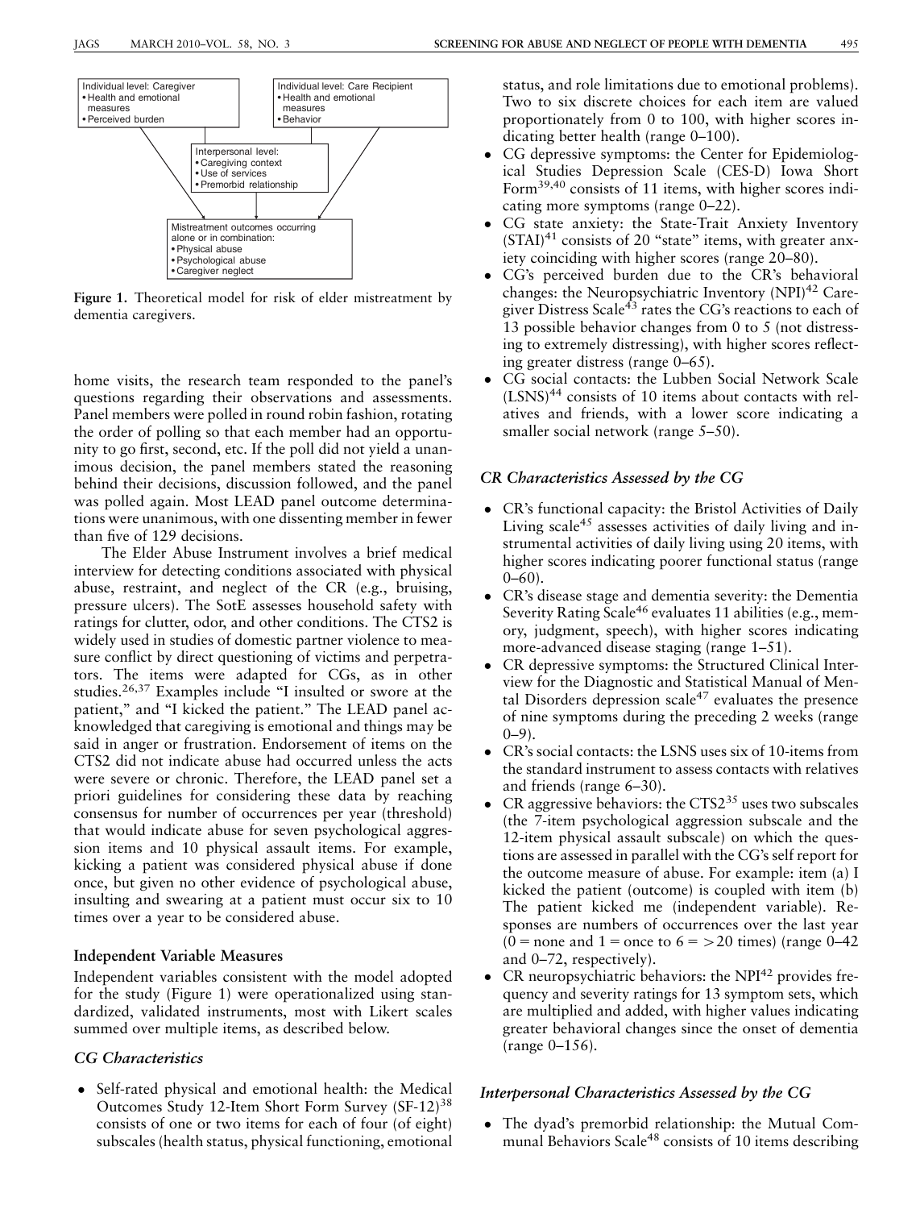Individual level: Caregiver
- Health and emotional measures
- Perceived burden

Individual level: Care Recipient
- Health and emotional measures
- Behavior

Interpersonal level:
- Caregiving context
- Use of services
- Premorbid relationship

Mistreatment outcomes occurring alone or in combination:
- Physical abuse
- Psychological abuse
- Caregiver neglect

**Figure 1.** Theoretical model for risk of elder mistreatment by dementia caregivers.

home visits, the research team responded to the panel's questions regarding their observations and assessments. Panel members were polled in round robin fashion, rotating the order of polling so that each member had an opportunity to go first, second, etc. If the poll did not yield a unanimous decision, the panel members stated the reasoning behind their decisions, discussion followed, and the panel was polled again. Most LEAD panel outcome determinations were unanimous, with one dissenting member in fewer than five of 129 decisions.

The Elder Abuse Instrument involves a brief medical interview for detecting conditions associated with physical abuse, restraint, and neglect of the CR (e.g., bruising, pressure ulcers). The SotE assesses household safety with ratings for clutter, odor, and other conditions. The CTS2 is widely used in studies of domestic partner violence to measure conflict by direct questioning of victims and perpetrators. The items were adapted for CGs, as in other studies.[26,37] Examples include "I insulted or swore at the patient," and "I kicked the patient." The LEAD panel acknowledged that caregiving is emotional and things may be said in anger or frustration. Endorsement of items on the CTS2 did not indicate abuse had occurred unless the acts were severe or chronic. Therefore, the LEAD panel set a priori guidelines for considering these data by reaching consensus for number of occurrences per year (threshold) that would indicate abuse for seven psychological aggression items and 10 physical assault items. For example, kicking a patient was considered physical abuse if done once, but given no other evidence of psychological abuse, insulting and swearing at a patient must occur six to 10 times over a year to be considered abuse.

### Independent Variable Measures

Independent variables consistent with the model adopted for the study (Figure 1) were operationalized using standardized, validated instruments, most with Likert scales summed over multiple items, as described below.

#### *CG Characteristics*

- Self-rated physical and emotional health: the Medical Outcomes Study 12-Item Short Form Survey (SF-12)[38] consists of one or two items for each of four (of eight) subscales (health status, physical functioning, emotional status, and role limitations due to emotional problems). Two to six discrete choices for each item are valued proportionately from 0 to 100, with higher scores indicating better health (range 0–100).
- CG depressive symptoms: the Center for Epidemiological Studies Depression Scale (CES-D) Iowa Short Form[39,40] consists of 11 items, with higher scores indicating more symptoms (range 0–22).
- CG state anxiety: the State-Trait Anxiety Inventory (STAI)[41] consists of 20 "state" items, with greater anxiety coinciding with higher scores (range 20–80).
- CG's perceived burden due to the CR's behavioral changes: the Neuropsychiatric Inventory (NPI)[42] Caregiver Distress Scale[43] rates the CG's reactions to each of 13 possible behavior changes from 0 to 5 (not distressing to extremely distressing), with higher scores reflecting greater distress (range 0–65).
- CG social contacts: the Lubben Social Network Scale (LSNS)[44] consists of 10 items about contacts with relatives and friends, with a lower score indicating a smaller social network (range 5–50).

#### *CR Characteristics Assessed by the CG*

- CR's functional capacity: the Bristol Activities of Daily Living scale[45] assesses activities of daily living and instrumental activities of daily living using 20 items, with higher scores indicating poorer functional status (range 0–60).
- CR's disease stage and dementia severity: the Dementia Severity Rating Scale[46] evaluates 11 abilities (e.g., memory, judgment, speech), with higher scores indicating more-advanced disease staging (range 1–51).
- CR depressive symptoms: the Structured Clinical Interview for the Diagnostic and Statistical Manual of Mental Disorders depression scale[47] evaluates the presence of nine symptoms during the preceding 2 weeks (range 0–9).
- CR's social contacts: the LSNS uses six of 10-items from the standard instrument to assess contacts with relatives and friends (range 6–30).
- CR aggressive behaviors: the CTS2[35] uses two subscales (the 7-item psychological aggression subscale and the 12-item physical assault subscale) on which the questions are assessed in parallel with the CG's self report for the outcome measure of abuse. For example: item (a) I kicked the patient (outcome) is coupled with item (b) The patient kicked me (independent variable). Responses are numbers of occurrences over the last year (0 = none and 1 = once to 6 = >20 times) (range 0–42 and 0–72, respectively).
- CR neuropsychiatric behaviors: the NPI[42] provides frequency and severity ratings for 13 symptom sets, which are multiplied and added, with higher values indicating greater behavioral changes since the onset of dementia (range 0–156).

#### *Interpersonal Characteristics Assessed by the CG*

- The dyad's premorbid relationship: the Mutual Communal Behaviors Scale[48] consists of 10 items describing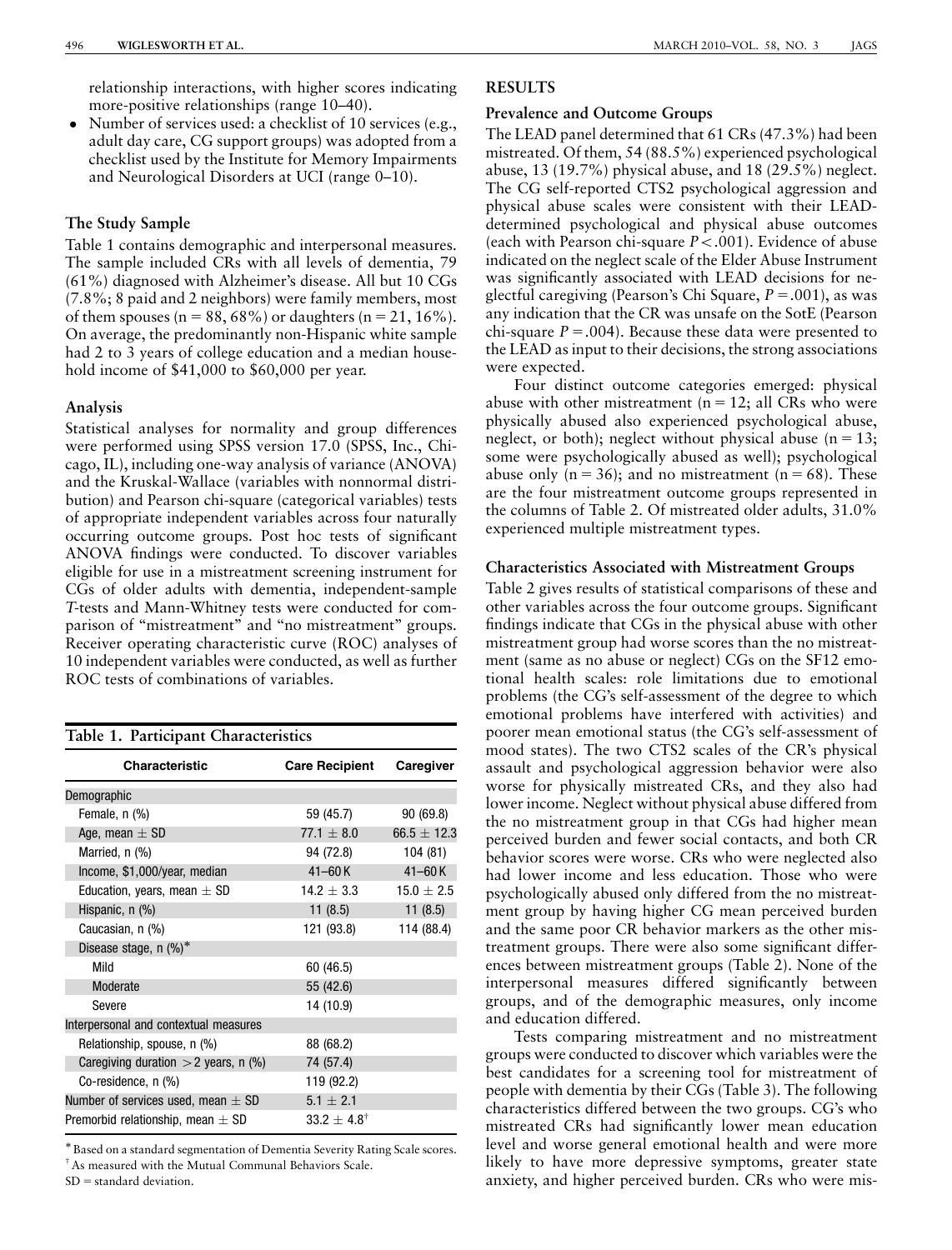relationship interactions, with higher scores indicating more-positive relationships (range 10–40).

- Number of services used: a checklist of 10 services (e.g., adult day care, CG support groups) was adopted from a checklist used by the Institute for Memory Impairments and Neurological Disorders at UCI (range 0–10).

### The Study Sample

Table 1 contains demographic and interpersonal measures. The sample included CRs with all levels of dementia, 79 (61%) diagnosed with Alzheimer's disease. All but 10 CGs (7.8%; 8 paid and 2 neighbors) were family members, most of them spouses (n = 88, 68%) or daughters (n = 21, 16%). On average, the predominantly non-Hispanic white sample had 2 to 3 years of college education and a median household income of $41,000 to $60,000 per year.

### Analysis

Statistical analyses for normality and group differences were performed using SPSS version 17.0 (SPSS, Inc., Chicago, IL), including one-way analysis of variance (ANOVA) and the Kruskal-Wallace (variables with nonnormal distribution) and Pearson chi-square (categorical variables) tests of appropriate independent variables across four naturally occurring outcome groups. Post hoc tests of significant ANOVA findings were conducted. To discover variables eligible for use in a mistreatment screening instrument for CGs of older adults with dementia, independent-sample *T*-tests and Mann-Whitney tests were conducted for comparison of "mistreatment" and "no mistreatment" groups. Receiver operating characteristic curve (ROC) analyses of 10 independent variables were conducted, as well as further ROC tests of combinations of variables.

**Table 1. Participant Characteristics**

| Characteristic | Care Recipient | Caregiver |
|---|---|---|
| Demographic | | |
| Female, n (%) | 59 (45.7) | 90 (69.8) |
| Age, mean ± SD | 77.1 ± 8.0 | 66.5 ± 12.3 |
| Married, n (%) | 94 (72.8) | 104 (81) |
| Income, $1,000/year, median | 41–60 K | 41–60 K |
| Education, years, mean ± SD | 14.2 ± 3.3 | 15.0 ± 2.5 |
| Hispanic, n (%) | 11 (8.5) | 11 (8.5) |
| Caucasian, n (%) | 121 (93.8) | 114 (88.4) |
| Disease stage, n (%)* | | |
| Mild | 60 (46.5) | |
| Moderate | 55 (42.6) | |
| Severe | 14 (10.9) | |
| Interpersonal and contextual measures | | |
| Relationship, spouse, n (%) | 88 (68.2) | |
| Caregiving duration > 2 years, n (%) | 74 (57.4) | |
| Co-residence, n (%) | 119 (92.2) | |
| Number of services used, mean ± SD | 5.1 ± 2.1 | |
| Premorbid relationship, mean ± SD | 33.2 ± 4.8† | |

\* Based on a standard segmentation of Dementia Severity Rating Scale scores.
† As measured with the Mutual Communal Behaviors Scale.
SD = standard deviation.

## RESULTS

### Prevalence and Outcome Groups

The LEAD panel determined that 61 CRs (47.3%) had been mistreated. Of them, 54 (88.5%) experienced psychological abuse, 13 (19.7%) physical abuse, and 18 (29.5%) neglect. The CG self-reported CTS2 psychological aggression and physical abuse scales were consistent with their LEAD-determined psychological and physical abuse outcomes (each with Pearson chi-square $P < .001$). Evidence of abuse indicated on the neglect scale of the Elder Abuse Instrument was significantly associated with LEAD decisions for neglectful caregiving (Pearson's Chi Square, $P = .001$), as was any indication that the CR was unsafe on the SotE (Pearson chi-square $P = .004$). Because these data were presented to the LEAD as input to their decisions, the strong associations were expected.

Four distinct outcome categories emerged: physical abuse with other mistreatment (n = 12; all CRs who were physically abused also experienced psychological abuse, neglect, or both); neglect without physical abuse (n = 13; some were psychologically abused as well); psychological abuse only (n = 36); and no mistreatment (n = 68). These are the four mistreatment outcome groups represented in the columns of Table 2. Of mistreated older adults, 31.0% experienced multiple mistreatment types.

### Characteristics Associated with Mistreatment Groups

Table 2 gives results of statistical comparisons of these and other variables across the four outcome groups. Significant findings indicate that CGs in the physical abuse with other mistreatment group had worse scores than the no mistreatment (same as no abuse or neglect) CGs on the SF12 emotional health scales: role limitations due to emotional problems (the CG's self-assessment of the degree to which emotional problems have interfered with activities) and poorer mean emotional status (the CG's self-assessment of mood states). The two CTS2 scales of the CR's physical assault and psychological aggression behavior were also worse for physically mistreated CRs, and they also had lower income. Neglect without physical abuse differed from the no mistreatment group in that CGs had higher mean perceived burden and fewer social contacts, and both CR behavior scores were worse. CRs who were neglected also had lower income and less education. Those who were psychologically abused only differed from the no mistreatment group by having higher CG mean perceived burden and the same poor CR behavior markers as the other mistreatment groups. There were also some significant differences between mistreatment groups (Table 2). None of the interpersonal measures differed significantly between groups, and of the demographic measures, only income and education differed.

Tests comparing mistreatment and no mistreatment groups were conducted to discover which variables were the best candidates for a screening tool for mistreatment of people with dementia by their CGs (Table 3). The following characteristics differed between the two groups. CG's who mistreated CRs had significantly lower mean education level and worse general emotional health and were more likely to have more depressive symptoms, greater state anxiety, and higher perceived burden. CRs who were mis-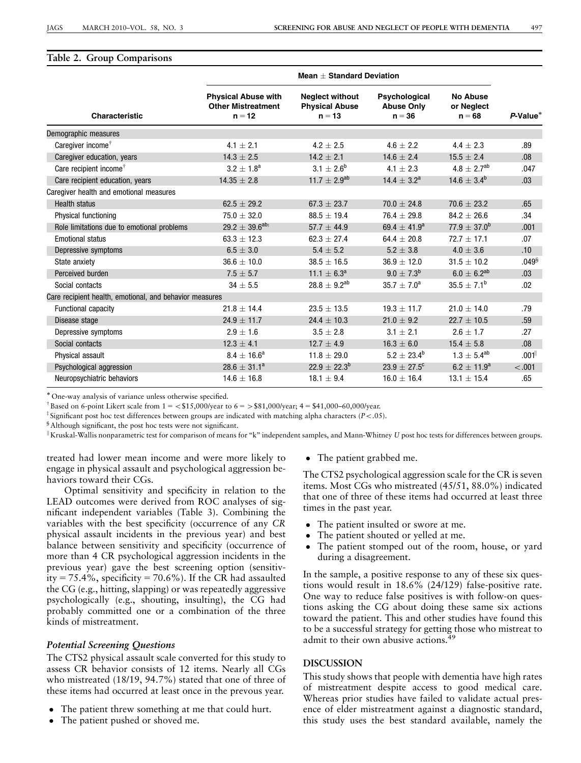**Table 2. Group Comparisons**

| Characteristic | Mean ± Standard Deviation | | | | |
|---|---|---|---|---|---|
| | Physical Abuse with Other Mistreatment n = 12 | Neglect without Physical Abuse n = 13 | Psychological Abuse Only n = 36 | No Abuse or Neglect n = 68 | P-Value* |
| **Demographic measures** | | | | | |
| Caregiver income[†] | 4.1 ± 2.1 | 4.2 ± 2.5 | 4.6 ± 2.2 | 4.4 ± 2.3 | .89 |
| Caregiver education, years | 14.3 ± 2.5 | 14.2 ± 2.1 | 14.6 ± 2.4 | 15.5 ± 2.4 | .08 |
| Care recipient income[†] | 3.2 ± 1.8[a] | 3.1 ± 2.6[b] | 4.1 ± 2.3 | 4.8 ± 2.7[ab] | .047 |
| Care recipient education, years | 14.35 ± 2.8 | 11.7 ± 2.9[ab] | 14.4 ± 3.2[a] | 14.6 ± 3.4[b] | .03 |
| **Caregiver health and emotional measures** | | | | | |
| Health status | 62.5 ± 29.2 | 67.3 ± 23.7 | 70.0 ± 24.8 | 70.6 ± 23.2 | .65 |
| Physical functioning | 75.0 ± 32.0 | 88.5 ± 19.4 | 76.4 ± 29.8 | 84.2 ± 26.6 | .34 |
| Role limitations due to emotional problems | 29.2 ± 39.6[ab‡] | 57.7 ± 44.9 | 69.4 ± 41.9[a] | 77.9 ± 37.0[b] | .001 |
| Emotional status | 63.3 ± 12.3 | 62.3 ± 27.4 | 64.4 ± 20.8 | 72.7 ± 17.1 | .07 |
| Depressive symptoms | 6.5 ± 3.0 | 5.4 ± 5.2 | 5.2 ± 3.8 | 4.0 ± 3.6 | .10 |
| State anxiety | 36.6 ± 10.0 | 38.5 ± 16.5 | 36.9 ± 12.0 | 31.5 ± 10.2 | .049[§] |
| Perceived burden | 7.5 ± 5.7 | 11.1 ± 6.3[a] | 9.0 ± 7.3[b] | 6.0 ± 6.2[ab] | .03 |
| Social contacts | 34 ± 5.5 | 28.8 ± 9.2[ab] | 35.7 ± 7.0[a] | 35.5 ± 7.1[b] | .02 |
| **Care recipient health, emotional, and behavior measures** | | | | | |
| Functional capacity | 21.8 ± 14.4 | 23.5 ± 13.5 | 19.3 ± 11.7 | 21.0 ± 14.0 | .79 |
| Disease stage | 24.9 ± 11.7 | 24.4 ± 10.3 | 21.0 ± 9.2 | 22.7 ± 10.5 | .59 |
| Depressive symptoms | 2.9 ± 1.6 | 3.5 ± 2.8 | 3.1 ± 2.1 | 2.6 ± 1.7 | .27 |
| Social contacts | 12.3 ± 4.1 | 12.7 ± 4.9 | 16.3 ± 6.0 | 15.4 ± 5.8 | .08 |
| Physical assault | 8.4 ± 16.6[a] | 11.8 ± 29.0 | 5.2 ± 23.4[b] | 1.3 ± 5.4[ab] | .001[‖] |
| Psychological aggression | 28.6 ± 31.1[a] | 22.9 ± 22.3[b] | 23.9 ± 27.5[c] | 6.2 ± 11.9[a] | <.001 |
| Neuropsychiatric behaviors | 14.6 ± 16.8 | 18.1 ± 9.4 | 16.0 ± 16.4 | 13.1 ± 15.4 | .65 |

\* One-way analysis of variance unless otherwise specified.

[†] Based on 6-point Likert scale from 1 = <$15,000/year to 6 = >$81,000/year; 4 = $41,000–60,000/year.

[‡] Significant post hoc test differences between groups are indicated with matching alpha characters ($P < .05$).

[§] Although significant, the post hoc tests were not significant.

[‖] Kruskal-Wallis nonparametric test for comparison of means for "k" independent samples, and Mann-Whitney *U* post hoc tests for differences between groups.

treated had lower mean income and were more likely to engage in physical assault and psychological aggression behaviors toward their CGs.

Optimal sensitivity and specificity in relation to the LEAD outcomes were derived from ROC analyses of significant independent variables (Table 3). Combining the variables with the best specificity (occurrence of any *CR* physical assault incidents in the previous year) and best balance between sensitivity and specificity (occurrence of more than 4 CR psychological aggression incidents in the previous year) gave the best screening option (sensitivity = 75.4%, specificity = 70.6%). If the CR had assaulted the CG (e.g., hitting, slapping) or was repeatedly aggressive psychologically (e.g., shouting, insulting), the CG had probably committed one or a combination of the three kinds of mistreatment.

### *Potential Screening Questions*

The CTS2 physical assault scale converted for this study to assess CR behavior consists of 12 items. Nearly all CGs who mistreated (18/19, 94.7%) stated that one of three of these items had occurred at least once in the prevous year.

- The patient threw something at me that could hurt.
- The patient pushed or shoved me.
- The patient grabbed me.

The CTS2 psychological aggression scale for the CR is seven items. Most CGs who mistreated (45/51, 88.0%) indicated that one of three of these items had occurred at least three times in the past year.

- The patient insulted or swore at me.
- The patient shouted or yelled at me.
- The patient stomped out of the room, house, or yard during a disagreement.

In the sample, a positive response to any of these six questions would result in 18.6% (24/129) false-positive rate. One way to reduce false positives is with follow-on questions asking the CG about doing these same six actions toward the patient. This and other studies have found this to be a successful strategy for getting those who mistreat to admit to their own abusive actions.[49]

## DISCUSSION

This study shows that people with dementia have high rates of mistreatment despite access to good medical care. Whereas prior studies have failed to validate actual presence of elder mistreatment against a diagnostic standard, this study uses the best standard available, namely the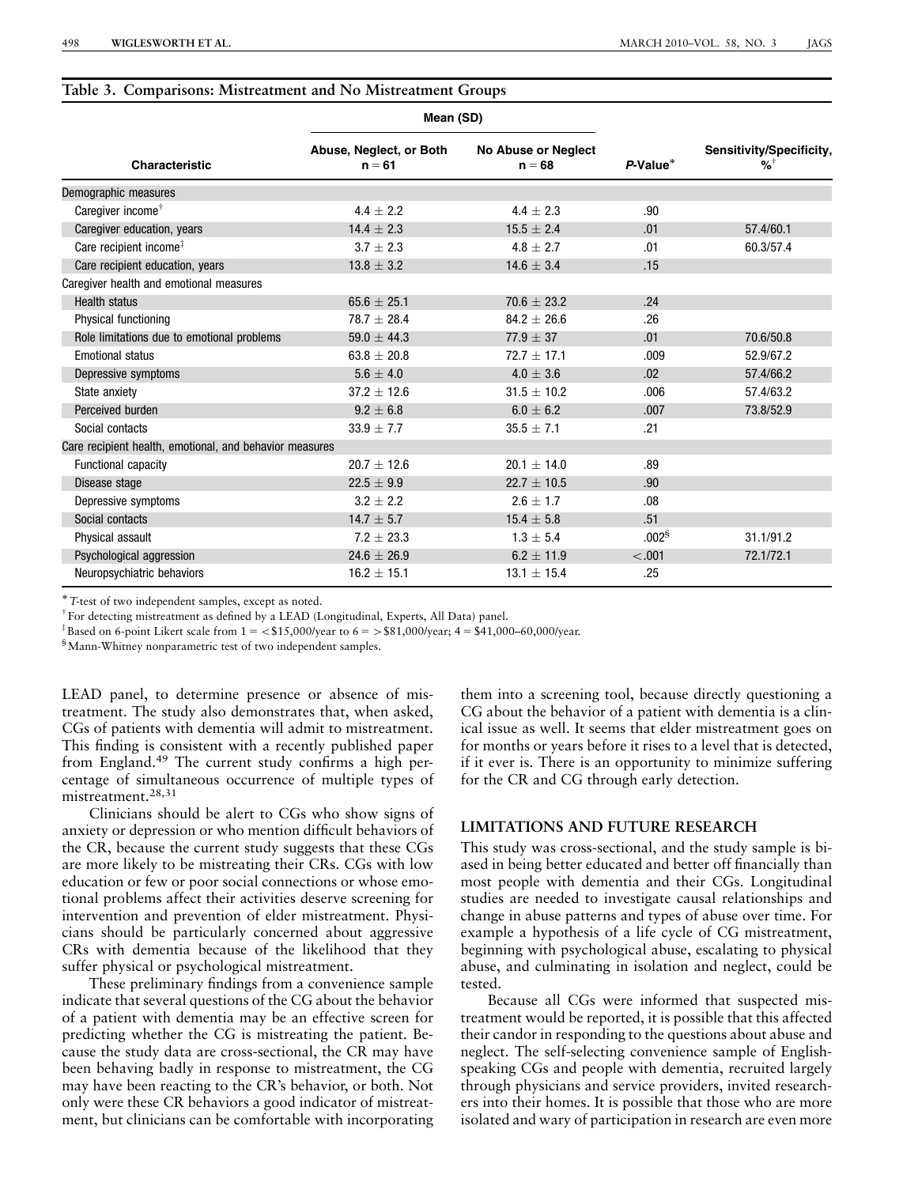**Table 3. Comparisons: Mistreatment and No Mistreatment Groups**

| Characteristic | Mean (SD) Abuse, Neglect, or Both n = 61 | Mean (SD) No Abuse or Neglect n = 68 | P-Value* | Sensitivity/Specificity, %[†] |
|---|---|---|---|---|
| Demographic measures | | | | |
| Caregiver income[†] | 4.4 ± 2.2 | 4.4 ± 2.3 | .90 | |
| Caregiver education, years | 14.4 ± 2.3 | 15.5 ± 2.4 | .01 | 57.4/60.1 |
| Care recipient income[‡] | 3.7 ± 2.3 | 4.8 ± 2.7 | .01 | 60.3/57.4 |
| Care recipient education, years | 13.8 ± 3.2 | 14.6 ± 3.4 | .15 | |
| Caregiver health and emotional measures | | | | |
| Health status | 65.6 ± 25.1 | 70.6 ± 23.2 | .24 | |
| Physical functioning | 78.7 ± 28.4 | 84.2 ± 26.6 | .26 | |
| Role limitations due to emotional problems | 59.0 ± 44.3 | 77.9 ± 37 | .01 | 70.6/50.8 |
| Emotional status | 63.8 ± 20.8 | 72.7 ± 17.1 | .009 | 52.9/67.2 |
| Depressive symptoms | 5.6 ± 4.0 | 4.0 ± 3.6 | .02 | 57.4/66.2 |
| State anxiety | 37.2 ± 12.6 | 31.5 ± 10.2 | .006 | 57.4/63.2 |
| Perceived burden | 9.2 ± 6.8 | 6.0 ± 6.2 | .007 | 73.8/52.9 |
| Social contacts | 33.9 ± 7.7 | 35.5 ± 7.1 | .21 | |
| Care recipient health, emotional, and behavior measures | | | | |
| Functional capacity | 20.7 ± 12.6 | 20.1 ± 14.0 | .89 | |
| Disease stage | 22.5 ± 9.9 | 22.7 ± 10.5 | .90 | |
| Depressive symptoms | 3.2 ± 2.2 | 2.6 ± 1.7 | .08 | |
| Social contacts | 14.7 ± 5.7 | 15.4 ± 5.8 | .51 | |
| Physical assault | 7.2 ± 23.3 | 1.3 ± 5.4 | .002[§] | 31.1/91.2 |
| Psychological aggression | 24.6 ± 26.9 | 6.2 ± 11.9 | < .001 | 72.1/72.1 |
| Neuropsychiatric behaviors | 16.2 ± 15.1 | 13.1 ± 15.4 | .25 | |

* *T*-test of two independent samples, except as noted.

† For detecting mistreatment as defined by a LEAD (Longitudinal, Experts, All Data) panel.

‡ Based on 6-point Likert scale from 1 = < \$15,000/year to 6 = > \$81,000/year; 4 = \$41,000–60,000/year.

§ Mann-Whitney nonparametric test of two independent samples.

LEAD panel, to determine presence or absence of mistreatment. The study also demonstrates that, when asked, CGs of patients with dementia will admit to mistreatment. This finding is consistent with a recently published paper from England.[49] The current study confirms a high percentage of simultaneous occurrence of multiple types of mistreatment.[28,31]

Clinicians should be alert to CGs who show signs of anxiety or depression or who mention difficult behaviors of the CR, because the current study suggests that these CGs are more likely to be mistreating their CRs. CGs with low education or few or poor social connections or whose emotional problems affect their activities deserve screening for intervention and prevention of elder mistreatment. Physicians should be particularly concerned about aggressive CRs with dementia because of the likelihood that they suffer physical or psychological mistreatment.

These preliminary findings from a convenience sample indicate that several questions of the CG about the behavior of a patient with dementia may be an effective screen for predicting whether the CG is mistreating the patient. Because the study data are cross-sectional, the CR may have been behaving badly in response to mistreatment, the CG may have been reacting to the CR's behavior, or both. Not only were these CR behaviors a good indicator of mistreatment, but clinicians can be comfortable with incorporating them into a screening tool, because directly questioning a CG about the behavior of a patient with dementia is a clinical issue as well. It seems that elder mistreatment goes on for months or years before it rises to a level that is detected, if it ever is. There is an opportunity to minimize suffering for the CR and CG through early detection.

## LIMITATIONS AND FUTURE RESEARCH

This study was cross-sectional, and the study sample is biased in being better educated and better off financially than most people with dementia and their CGs. Longitudinal studies are needed to investigate causal relationships and change in abuse patterns and types of abuse over time. For example a hypothesis of a life cycle of CG mistreatment, beginning with psychological abuse, escalating to physical abuse, and culminating in isolation and neglect, could be tested.

Because all CGs were informed that suspected mistreatment would be reported, it is possible that this affected their candor in responding to the questions about abuse and neglect. The self-selecting convenience sample of English-speaking CGs and people with dementia, recruited largely through physicians and service providers, invited researchers into their homes. It is possible that those who are more isolated and wary of participation in research are even more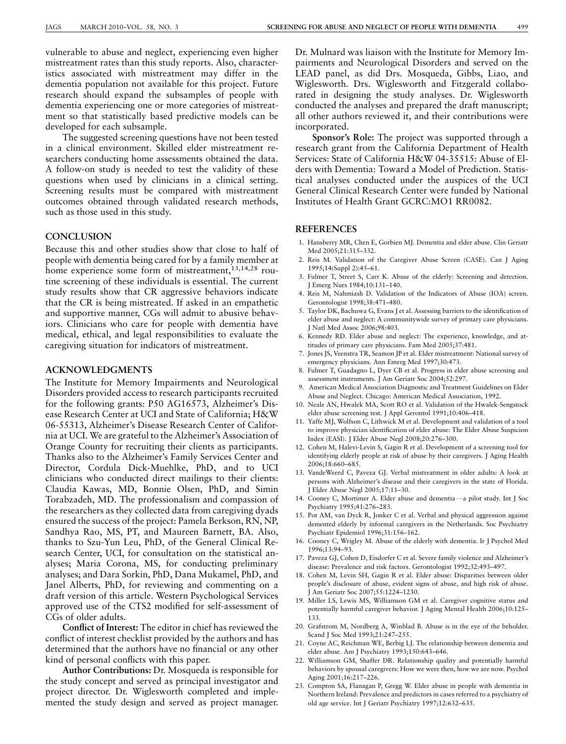vulnerable to abuse and neglect, experiencing even higher mistreatment rates than this study reports. Also, characteristics associated with mistreatment may differ in the dementia population not available for this project. Future research should expand the subsamples of people with dementia experiencing one or more categories of mistreatment so that statistically based predictive models can be developed for each subsample.

The suggested screening questions have not been tested in a clinical environment. Skilled elder mistreatment researchers conducting home assessments obtained the data. A follow-on study is needed to test the validity of these questions when used by clinicians in a clinical setting. Screening results must be compared with mistreatment outcomes obtained through validated research methods, such as those used in this study.

## CONCLUSION

Because this and other studies show that close to half of people with dementia being cared for by a family member at home experience some form of mistreatment,[13,14,28] routine screening of these individuals is essential. The current study results show that CR aggressive behaviors indicate that the CR is being mistreated. If asked in an empathetic and supportive manner, CGs will admit to abusive behaviors. Clinicians who care for people with dementia have medical, ethical, and legal responsibilities to evaluate the caregiving situation for indicators of mistreatment.

## ACKNOWLEDGMENTS

The Institute for Memory Impairments and Neurological Disorders provided access to research participants recruited for the following grants: P50 AG16573, Alzheimer's Disease Research Center at UCI and State of California; H&W 06-55313, Alzheimer's Disease Research Center of California at UCI. We are grateful to the Alzheimer's Association of Orange County for recruiting their clients as participants. Thanks also to the Alzheimer's Family Services Center and Director, Cordula Dick-Muehlke, PhD, and to UCI clinicians who conducted direct mailings to their clients: Claudia Kawas, MD, Bonnie Olsen, PhD, and Simin Torabzadeh, MD. The professionalism and compassion of the researchers as they collected data from caregiving dyads ensured the success of the project: Pamela Berkson, RN, NP, Sandhya Rao, MS, PT, and Maureen Barnett, BA. Also, thanks to Szu-Yun Leu, PhD, of the General Clinical Research Center, UCI, for consultation on the statistical analyses; Maria Corona, MS, for conducting preliminary analyses; and Dara Sorkin, PhD, Dana Mukamel, PhD, and Janel Alberts, PhD, for reviewing and commenting on a draft version of this article. Western Psychological Services approved use of the CTS2 modified for self-assessment of CGs of older adults.

**Conflict of Interest:** The editor in chief has reviewed the conflict of interest checklist provided by the authors and has determined that the authors have no financial or any other kind of personal conflicts with this paper.

**Author Contributions:** Dr. Mosqueda is responsible for the study concept and served as principal investigator and project director. Dr. Wiglesworth completed and implemented the study design and served as project manager. Dr. Mulnard was liaison with the Institute for Memory Impairments and Neurological Disorders and served on the LEAD panel, as did Drs. Mosqueda, Gibbs, Liao, and Wiglesworth. Drs. Wiglesworth and Fitzgerald collaborated in designing the study analyses. Dr. Wiglesworth conducted the analyses and prepared the draft manuscript; all other authors reviewed it, and their contributions were incorporated.

**Sponsor's Role:** The project was supported through a research grant from the California Department of Health Services: State of California H&W 04-35515: Abuse of Elders with Dementia: Toward a Model of Prediction. Statistical analyses conducted under the auspices of the UCI General Clinical Research Center were funded by National Institutes of Health Grant GCRC:MO1 RR0082.

## REFERENCES

1. Hansberry MR, Chen E, Gorbien MJ. Dementia and elder abuse. Clin Geriatr Med 2005;21:315–332.
2. Reis M. Validation of the Caregiver Abuse Screen (CASE). Can J Aging 1995;14(Suppl 2):45–61.
3. Fulmer T, Street S, Carr K. Abuse of the elderly: Screening and detection. J Emerg Nurs 1984;10:131–140.
4. Reis M, Nahmiash D. Validation of the Indicators of Abuse (IOA) screen. Gerontologist 1998;38:471–480.
5. Taylor DK, Bachuwa G, Evans J et al. Assessing barriers to the identification of elder abuse and neglect: A communitywide survey of primary care physicians. J Natl Med Assoc 2006;98:403.
6. Kennedy RD. Elder abuse and neglect: The experience, knowledge, and attitudes of primary care physicians. Fam Med 2005;37:481.
7. Jones JS, Veenstra TR, Seamon JP et al. Elder mistreatment: National survey of emergency physicians. Ann Emerg Med 1997;30:473.
8. Fulmer T, Guadagno L, Dyer CB et al. Progress in elder abuse screening and assessment instruments. J Am Geriatr Soc 2004;52:297.
9. American Medical Association Diagnostic and Treatment Guidelines on Elder Abuse and Neglect. Chicago: American Medical Association, 1992.
10. Neale AN, Hwalek MA, Scott RO et al. Validation of the Hwalek-Sengstock elder abuse screening test. J Appl Gerontol 1991;10:406–418.
11. Yaffe MJ, Wolfson C, Lithwick M et al. Development and validation of a tool to improve physician identification of elder abuse: The Elder Abuse Suspicion Index (EASI). J Elder Abuse Negl 2008;20:276–300.
12. Cohen M, Halevi-Levin S, Gagin R et al. Development of a screening tool for identifying elderly people at risk of abuse by their caregivers. J Aging Health 2006;18:660–685.
13. VandeWeerd C, Paveza GJ. Verbal mistreatment in older adults: A look at persons with Alzheimer's disease and their caregivers in the state of Florida. J Elder Abuse Negl 2005;17:11–30.
14. Cooney C, Mortimer A. Elder abuse and dementia—a pilot study. Int J Soc Psychiatry 1995;41:276–283.
15. Pot AM, van Dyck R, Jonker C et al. Verbal and physical aggression against demented elderly by informal caregivers in the Netherlands. Soc Psychiatry Psychiatr Epidemiol 1996;31:156–162.
16. Cooney C, Wrigley M. Abuse of the elderly with dementia. Ir J Psychol Med 1996;13:94–93.
17. Paveza GJ, Cohen D, Eisdorfer C et al. Severe family violence and Alzheimer's disease: Prevalence and risk factors. Gerontologist 1992;32:493–497.
18. Cohen M, Levin SH, Gagin R et al. Elder abuse: Disparities between older people's disclosure of abuse, evident signs of abuse, and high risk of abuse. J Am Geriatr Soc 2007;55:1224–1230.
19. Miller LS, Lewis MS, Williamson GM et al. Caregiver cognitive status and potentially harmful caregiver behavior. J Aging Mental Health 2006;10:125–133.
20. Grafstrom M, Nordberg A, Winblad B. Abuse is in the eye of the beholder. Scand J Soc Med 1993;21:247–255.
21. Coyne AC, Reichman WE, Berbig LJ. The relationship between dementia and elder abuse. Am J Psychiatry 1993;150:643–646.
22. Williamson GM, Shaffer DR. Relationship quality and potentially harmful behaviors by spousal caregivers: How we were then, how we are now. Psychol Aging 2001;16:217–226.
23. Compton SA, Flanagan P, Gregg W. Elder abuse in people with dementia in Northern Ireland: Prevalence and predictors in cases referred to a psychiatry of old age service. Int J Geriatr Psychiatry 1997;12:632–635.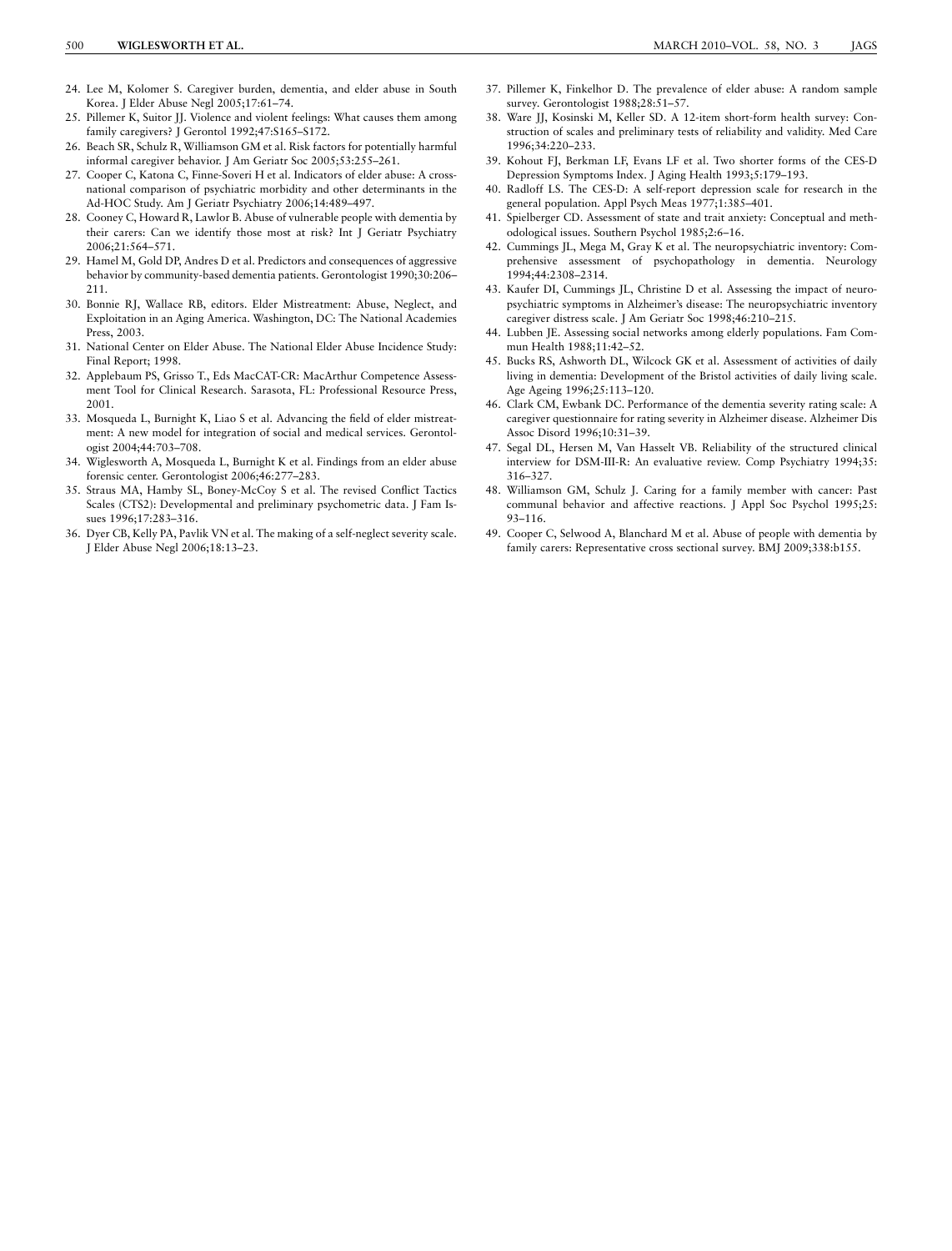24. Lee M, Kolomer S. Caregiver burden, dementia, and elder abuse in South Korea. J Elder Abuse Negl 2005;17:61–74.
25. Pillemer K, Suitor JJ. Violence and violent feelings: What causes them among family caregivers? J Gerontol 1992;47:S165–S172.
26. Beach SR, Schulz R, Williamson GM et al. Risk factors for potentially harmful informal caregiver behavior. J Am Geriatr Soc 2005;53:255–261.
27. Cooper C, Katona C, Finne-Soveri H et al. Indicators of elder abuse: A cross-national comparison of psychiatric morbidity and other determinants in the Ad-HOC Study. Am J Geriatr Psychiatry 2006;14:489–497.
28. Cooney C, Howard R, Lawlor B. Abuse of vulnerable people with dementia by their carers: Can we identify those most at risk? Int J Geriatr Psychiatry 2006;21:564–571.
29. Hamel M, Gold DP, Andres D et al. Predictors and consequences of aggressive behavior by community-based dementia patients. Gerontologist 1990;30:206–211.
30. Bonnie RJ, Wallace RB, editors. Elder Mistreatment: Abuse, Neglect, and Exploitation in an Aging America. Washington, DC: The National Academies Press, 2003.
31. National Center on Elder Abuse. The National Elder Abuse Incidence Study: Final Report; 1998.
32. Applebaum PS, Grisso T., Eds MacCAT-CR: MacArthur Competence Assessment Tool for Clinical Research. Sarasota, FL: Professional Resource Press, 2001.
33. Mosqueda L, Burnight K, Liao S et al. Advancing the field of elder mistreatment: A new model for integration of social and medical services. Gerontologist 2004;44:703–708.
34. Wiglesworth A, Mosqueda L, Burnight K et al. Findings from an elder abuse forensic center. Gerontologist 2006;46:277–283.
35. Straus MA, Hamby SL, Boney-McCoy S et al. The revised Conflict Tactics Scales (CTS2): Developmental and preliminary psychometric data. J Fam Issues 1996;17:283–316.
36. Dyer CB, Kelly PA, Pavlik VN et al. The making of a self-neglect severity scale. J Elder Abuse Negl 2006;18:13–23.
37. Pillemer K, Finkelhor D. The prevalence of elder abuse: A random sample survey. Gerontologist 1988;28:51–57.
38. Ware JJ, Kosinski M, Keller SD. A 12-item short-form health survey: Construction of scales and preliminary tests of reliability and validity. Med Care 1996;34:220–233.
39. Kohout FJ, Berkman LF, Evans LF et al. Two shorter forms of the CES-D Depression Symptoms Index. J Aging Health 1993;5:179–193.
40. Radloff LS. The CES-D: A self-report depression scale for research in the general population. Appl Psych Meas 1977;1:385–401.
41. Spielberger CD. Assessment of state and trait anxiety: Conceptual and methodological issues. Southern Psychol 1985;2:6–16.
42. Cummings JL, Mega M, Gray K et al. The neuropsychiatric inventory: Comprehensive assessment of psychopathology in dementia. Neurology 1994;44:2308–2314.
43. Kaufer DI, Cummings JL, Christine D et al. Assessing the impact of neuropsychiatric symptoms in Alzheimer's disease: The neuropsychiatric inventory caregiver distress scale. J Am Geriatr Soc 1998;46:210–215.
44. Lubben JE. Assessing social networks among elderly populations. Fam Commun Health 1988;11:42–52.
45. Bucks RS, Ashworth DL, Wilcock GK et al. Assessment of activities of daily living in dementia: Development of the Bristol activities of daily living scale. Age Ageing 1996;25:113–120.
46. Clark CM, Ewbank DC. Performance of the dementia severity rating scale: A caregiver questionnaire for rating severity in Alzheimer disease. Alzheimer Dis Assoc Disord 1996;10:31–39.
47. Segal DL, Hersen M, Van Hasselt VB. Reliability of the structured clinical interview for DSM-III-R: An evaluative review. Comp Psychiatry 1994;35:316–327.
48. Williamson GM, Schulz J. Caring for a family member with cancer: Past communal behavior and affective reactions. J Appl Soc Psychol 1995;25:93–116.
49. Cooper C, Selwood A, Blanchard M et al. Abuse of people with dementia by family carers: Representative cross sectional survey. BMJ 2009;338:b155.